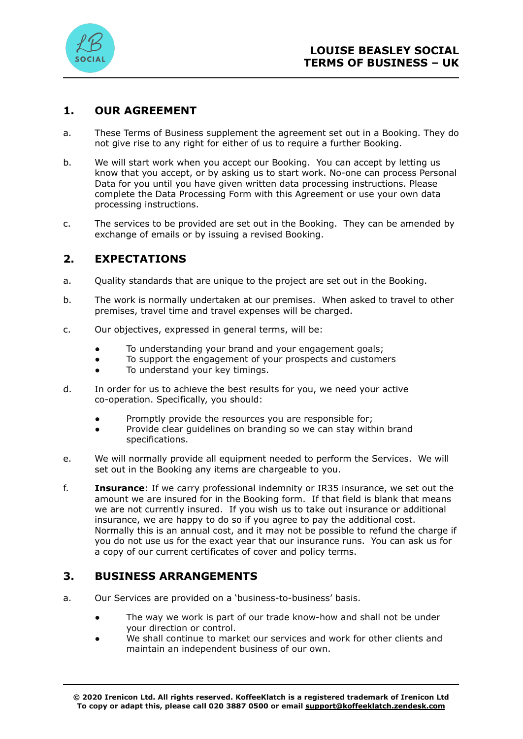# LOUISE BEASLEY SOCIAL TERMS OF BUSINESS – UK

## 1. OUR AGREEMENT

a. These Terms of Business supplement the agreement set out in a Booking. They do not give rise to any right for either of us to require a further Booking.

b. We will start work when you accept our Booking. You can accept by letting us know that you accept, or by asking us to start work. No-one can process Personal Data for you until you have given written data processing instructions. Please complete the Data Processing Form with this Agreement or use your own data processing instructions.

c. The services to be provided are set out in the Booking. They can be amended by exchange of emails or by issuing a revised Booking.

## 2. EXPECTATIONS

a. Quality standards that are unique to the project are set out in the Booking.

b. The work is normally undertaken at our premises. When asked to travel to other premises, travel time and travel expenses will be charged.

c. Our objectives, expressed in general terms, will be:

- To understanding your brand and your engagement goals;
- To support the engagement of your prospects and customers
- To understand your key timings.

d. In order for us to achieve the best results for you, we need your active co-operation. Specifically, you should:

- Promptly provide the resources you are responsible for;
- Provide clear guidelines on branding so we can stay within brand specifications.

e. We will normally provide all equipment needed to perform the Services. We will set out in the Booking any items are chargeable to you.

f. **Insurance**: If we carry professional indemnity or IR35 insurance, we set out the amount we are insured for in the Booking form. If that field is blank that means we are not currently insured. If you wish us to take out insurance or additional insurance, we are happy to do so if you agree to pay the additional cost. Normally this is an annual cost, and it may not be possible to refund the charge if you do not use us for the exact year that our insurance runs. You can ask us for a copy of our current certificates of cover and policy terms.

## 3. BUSINESS ARRANGEMENTS

a. Our Services are provided on a 'business-to-business' basis.

- The way we work is part of our trade know-how and shall not be under your direction or control.
- We shall continue to market our services and work for other clients and maintain an independent business of our own.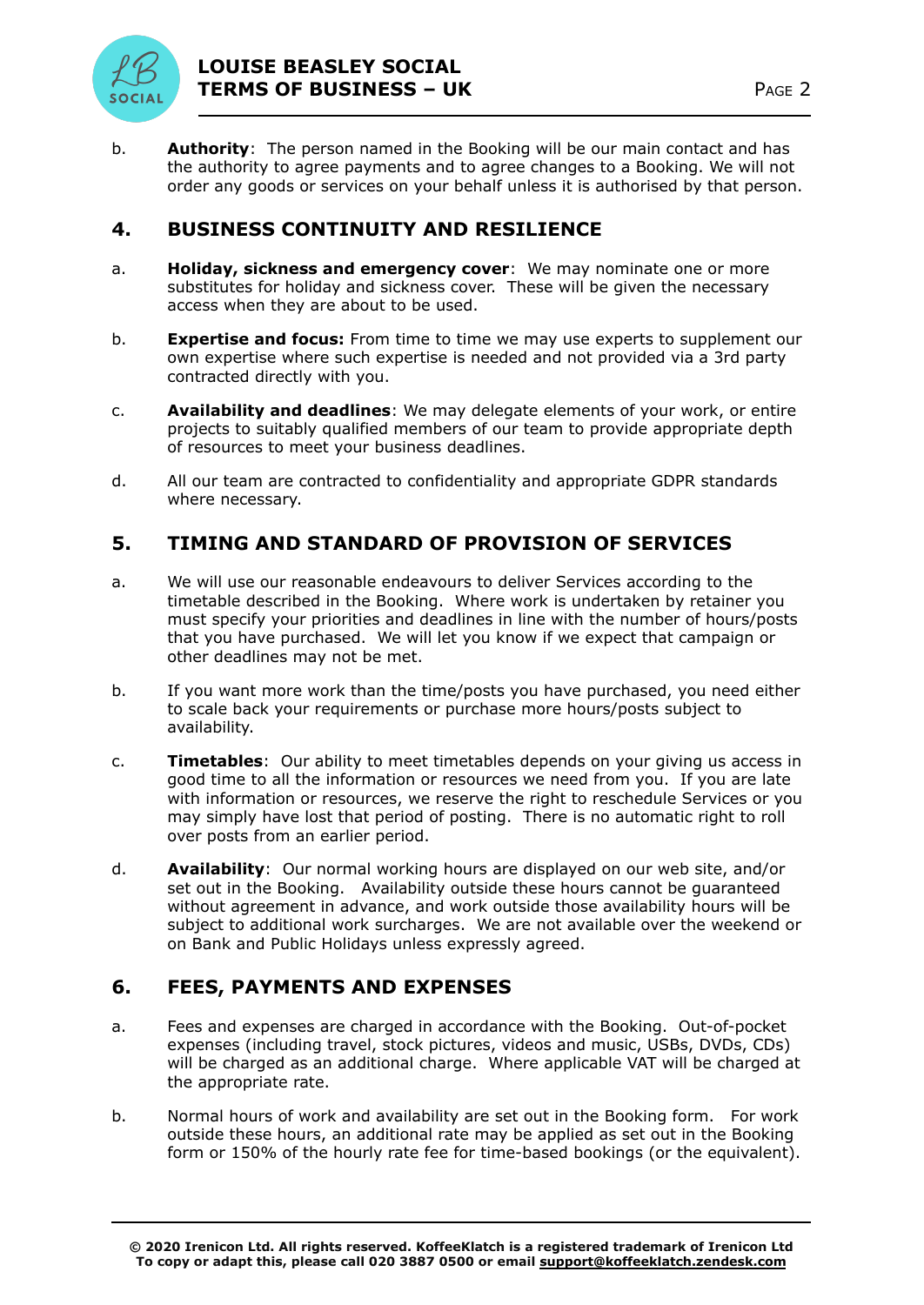b. **Authority**: The person named in the Booking will be our main contact and has the authority to agree payments and to agree changes to a Booking. We will not order any goods or services on your behalf unless it is authorised by that person.

## 4. BUSINESS CONTINUITY AND RESILIENCE

a. **Holiday, sickness and emergency cover**: We may nominate one or more substitutes for holiday and sickness cover. These will be given the necessary access when they are about to be used.

b. **Expertise and focus:** From time to time we may use experts to supplement our own expertise where such expertise is needed and not provided via a 3rd party contracted directly with you.

c. **Availability and deadlines**: We may delegate elements of your work, or entire projects to suitably qualified members of our team to provide appropriate depth of resources to meet your business deadlines.

d. All our team are contracted to confidentiality and appropriate GDPR standards where necessary.

## 5. TIMING AND STANDARD OF PROVISION OF SERVICES

a. We will use our reasonable endeavours to deliver Services according to the timetable described in the Booking. Where work is undertaken by retainer you must specify your priorities and deadlines in line with the number of hours/posts that you have purchased. We will let you know if we expect that campaign or other deadlines may not be met.

b. If you want more work than the time/posts you have purchased, you need either to scale back your requirements or purchase more hours/posts subject to availability.

c. **Timetables**: Our ability to meet timetables depends on your giving us access in good time to all the information or resources we need from you. If you are late with information or resources, we reserve the right to reschedule Services or you may simply have lost that period of posting. There is no automatic right to roll over posts from an earlier period.

d. **Availability**: Our normal working hours are displayed on our web site, and/or set out in the Booking. Availability outside these hours cannot be guaranteed without agreement in advance, and work outside those availability hours will be subject to additional work surcharges. We are not available over the weekend or on Bank and Public Holidays unless expressly agreed.

## 6. FEES, PAYMENTS AND EXPENSES

a. Fees and expenses are charged in accordance with the Booking. Out-of-pocket expenses (including travel, stock pictures, videos and music, USBs, DVDs, CDs) will be charged as an additional charge. Where applicable VAT will be charged at the appropriate rate.

b. Normal hours of work and availability are set out in the Booking form. For work outside these hours, an additional rate may be applied as set out in the Booking form or 150% of the hourly rate fee for time-based bookings (or the equivalent).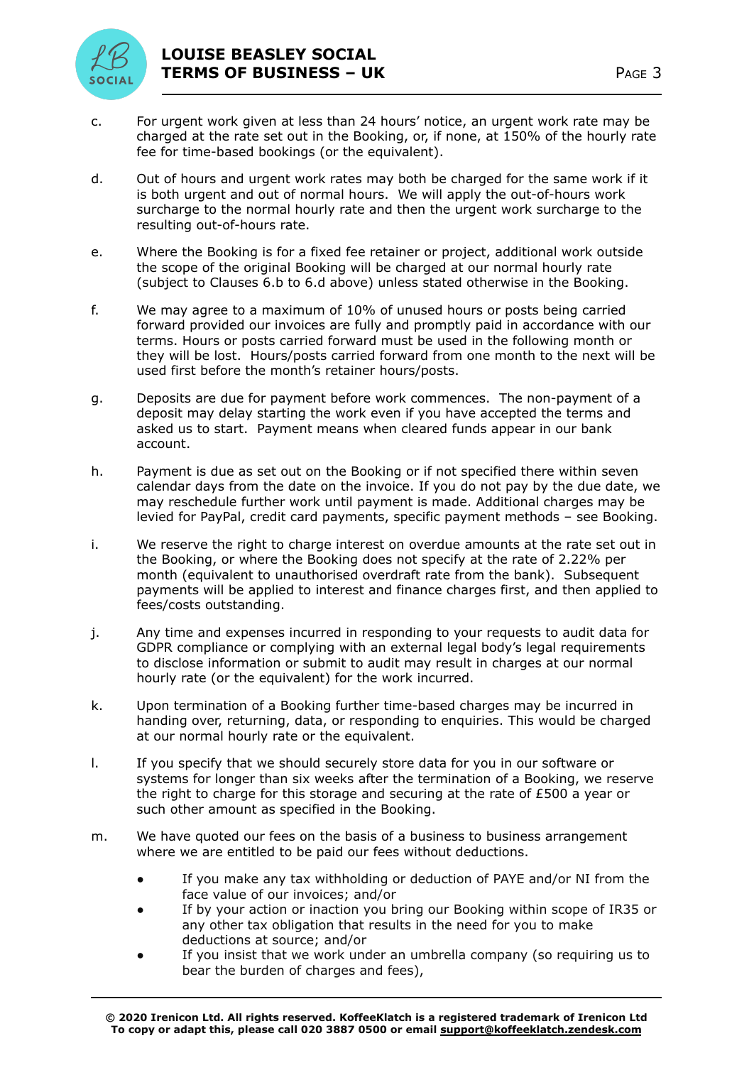c. For urgent work given at less than 24 hours' notice, an urgent work rate may be charged at the rate set out in the Booking, or, if none, at 150% of the hourly rate fee for time-based bookings (or the equivalent).

d. Out of hours and urgent work rates may both be charged for the same work if it is both urgent and out of normal hours. We will apply the out-of-hours work surcharge to the normal hourly rate and then the urgent work surcharge to the resulting out-of-hours rate.

e. Where the Booking is for a fixed fee retainer or project, additional work outside the scope of the original Booking will be charged at our normal hourly rate (subject to Clauses 6.b to 6.d above) unless stated otherwise in the Booking.

f. We may agree to a maximum of 10% of unused hours or posts being carried forward provided our invoices are fully and promptly paid in accordance with our terms. Hours or posts carried forward must be used in the following month or they will be lost. Hours/posts carried forward from one month to the next will be used first before the month's retainer hours/posts.

g. Deposits are due for payment before work commences. The non-payment of a deposit may delay starting the work even if you have accepted the terms and asked us to start. Payment means when cleared funds appear in our bank account.

h. Payment is due as set out on the Booking or if not specified there within seven calendar days from the date on the invoice. If you do not pay by the due date, we may reschedule further work until payment is made. Additional charges may be levied for PayPal, credit card payments, specific payment methods – see Booking.

i. We reserve the right to charge interest on overdue amounts at the rate set out in the Booking, or where the Booking does not specify at the rate of 2.22% per month (equivalent to unauthorised overdraft rate from the bank). Subsequent payments will be applied to interest and finance charges first, and then applied to fees/costs outstanding.

j. Any time and expenses incurred in responding to your requests to audit data for GDPR compliance or complying with an external legal body's legal requirements to disclose information or submit to audit may result in charges at our normal hourly rate (or the equivalent) for the work incurred.

k. Upon termination of a Booking further time-based charges may be incurred in handing over, returning, data, or responding to enquiries. This would be charged at our normal hourly rate or the equivalent.

l. If you specify that we should securely store data for you in our software or systems for longer than six weeks after the termination of a Booking, we reserve the right to charge for this storage and securing at the rate of £500 a year or such other amount as specified in the Booking.

m. We have quoted our fees on the basis of a business to business arrangement where we are entitled to be paid our fees without deductions.

- If you make any tax withholding or deduction of PAYE and/or NI from the face value of our invoices; and/or
- If by your action or inaction you bring our Booking within scope of IR35 or any other tax obligation that results in the need for you to make deductions at source; and/or
- If you insist that we work under an umbrella company (so requiring us to bear the burden of charges and fees),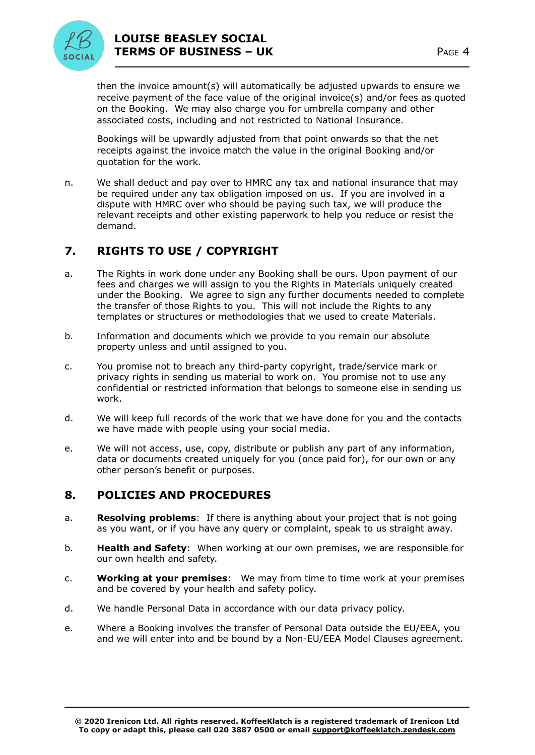then the invoice amount(s) will automatically be adjusted upwards to ensure we receive payment of the face value of the original invoice(s) and/or fees as quoted on the Booking. We may also charge you for umbrella company and other associated costs, including and not restricted to National Insurance.

Bookings will be upwardly adjusted from that point onwards so that the net receipts against the invoice match the value in the original Booking and/or quotation for the work.

n. We shall deduct and pay over to HMRC any tax and national insurance that may be required under any tax obligation imposed on us. If you are involved in a dispute with HMRC over who should be paying such tax, we will produce the relevant receipts and other existing paperwork to help you reduce or resist the demand.

## 7. RIGHTS TO USE / COPYRIGHT

a. The Rights in work done under any Booking shall be ours. Upon payment of our fees and charges we will assign to you the Rights in Materials uniquely created under the Booking. We agree to sign any further documents needed to complete the transfer of those Rights to you. This will not include the Rights to any templates or structures or methodologies that we used to create Materials.

b. Information and documents which we provide to you remain our absolute property unless and until assigned to you.

c. You promise not to breach any third-party copyright, trade/service mark or privacy rights in sending us material to work on. You promise not to use any confidential or restricted information that belongs to someone else in sending us work.

d. We will keep full records of the work that we have done for you and the contacts we have made with people using your social media.

e. We will not access, use, copy, distribute or publish any part of any information, data or documents created uniquely for you (once paid for), for our own or any other person's benefit or purposes.

## 8. POLICIES AND PROCEDURES

a. **Resolving problems**: If there is anything about your project that is not going as you want, or if you have any query or complaint, speak to us straight away.

b. **Health and Safety**: When working at our own premises, we are responsible for our own health and safety.

c. **Working at your premises**: We may from time to time work at your premises and be covered by your health and safety policy.

d. We handle Personal Data in accordance with our data privacy policy.

e. Where a Booking involves the transfer of Personal Data outside the EU/EEA, you and we will enter into and be bound by a Non-EU/EEA Model Clauses agreement.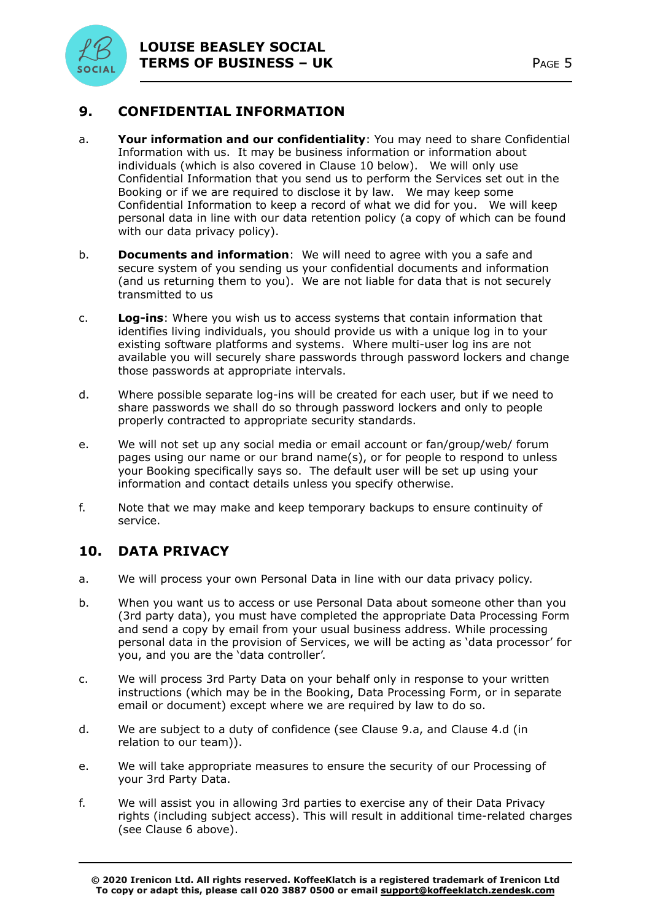## 9. CONFIDENTIAL INFORMATION

a. **Your information and our confidentiality**: You may need to share Confidential Information with us. It may be business information or information about individuals (which is also covered in Clause 10 below). We will only use Confidential Information that you send us to perform the Services set out in the Booking or if we are required to disclose it by law. We may keep some Confidential Information to keep a record of what we did for you. We will keep personal data in line with our data retention policy (a copy of which can be found with our data privacy policy).

b. **Documents and information**: We will need to agree with you a safe and secure system of you sending us your confidential documents and information (and us returning them to you). We are not liable for data that is not securely transmitted to us

c. **Log-ins**: Where you wish us to access systems that contain information that identifies living individuals, you should provide us with a unique log in to your existing software platforms and systems. Where multi-user log ins are not available you will securely share passwords through password lockers and change those passwords at appropriate intervals.

d. Where possible separate log-ins will be created for each user, but if we need to share passwords we shall do so through password lockers and only to people properly contracted to appropriate security standards.

e. We will not set up any social media or email account or fan/group/web/ forum pages using our name or our brand name(s), or for people to respond to unless your Booking specifically says so. The default user will be set up using your information and contact details unless you specify otherwise.

f. Note that we may make and keep temporary backups to ensure continuity of service.

## 10. DATA PRIVACY

a. We will process your own Personal Data in line with our data privacy policy.

b. When you want us to access or use Personal Data about someone other than you (3rd party data), you must have completed the appropriate Data Processing Form and send a copy by email from your usual business address. While processing personal data in the provision of Services, we will be acting as 'data processor' for you, and you are the 'data controller'.

c. We will process 3rd Party Data on your behalf only in response to your written instructions (which may be in the Booking, Data Processing Form, or in separate email or document) except where we are required by law to do so.

d. We are subject to a duty of confidence (see Clause 9.a, and Clause 4.d (in relation to our team)).

e. We will take appropriate measures to ensure the security of our Processing of your 3rd Party Data.

f. We will assist you in allowing 3rd parties to exercise any of their Data Privacy rights (including subject access). This will result in additional time-related charges (see Clause 6 above).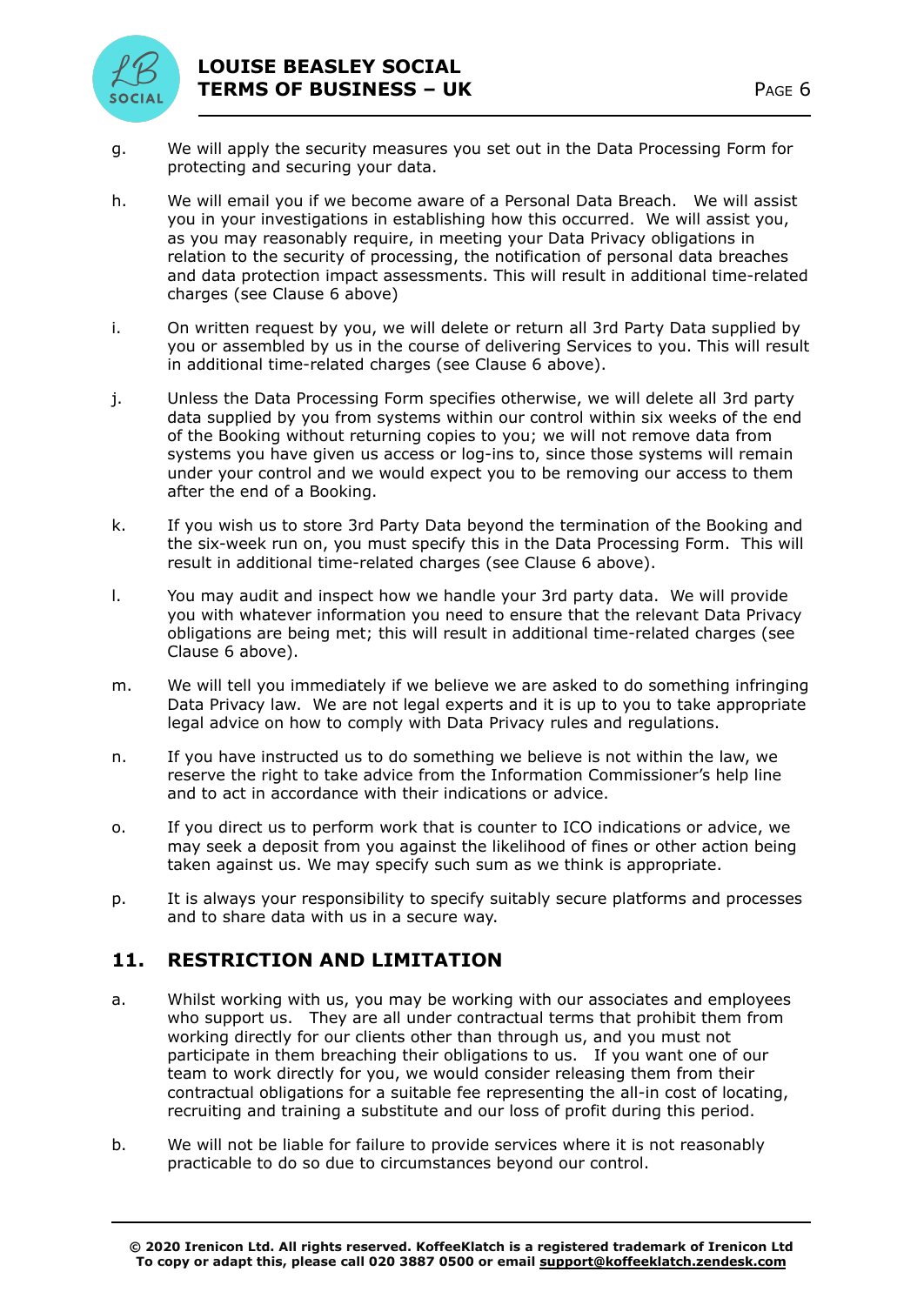g. We will apply the security measures you set out in the Data Processing Form for protecting and securing your data.

h. We will email you if we become aware of a Personal Data Breach. We will assist you in your investigations in establishing how this occurred. We will assist you, as you may reasonably require, in meeting your Data Privacy obligations in relation to the security of processing, the notification of personal data breaches and data protection impact assessments. This will result in additional time-related charges (see Clause 6 above)

i. On written request by you, we will delete or return all 3rd Party Data supplied by you or assembled by us in the course of delivering Services to you. This will result in additional time-related charges (see Clause 6 above).

j. Unless the Data Processing Form specifies otherwise, we will delete all 3rd party data supplied by you from systems within our control within six weeks of the end of the Booking without returning copies to you; we will not remove data from systems you have given us access or log-ins to, since those systems will remain under your control and we would expect you to be removing our access to them after the end of a Booking.

k. If you wish us to store 3rd Party Data beyond the termination of the Booking and the six-week run on, you must specify this in the Data Processing Form. This will result in additional time-related charges (see Clause 6 above).

l. You may audit and inspect how we handle your 3rd party data. We will provide you with whatever information you need to ensure that the relevant Data Privacy obligations are being met; this will result in additional time-related charges (see Clause 6 above).

m. We will tell you immediately if we believe we are asked to do something infringing Data Privacy law. We are not legal experts and it is up to you to take appropriate legal advice on how to comply with Data Privacy rules and regulations.

n. If you have instructed us to do something we believe is not within the law, we reserve the right to take advice from the Information Commissioner's help line and to act in accordance with their indications or advice.

o. If you direct us to perform work that is counter to ICO indications or advice, we may seek a deposit from you against the likelihood of fines or other action being taken against us. We may specify such sum as we think is appropriate.

p. It is always your responsibility to specify suitably secure platforms and processes and to share data with us in a secure way.

## 11. RESTRICTION AND LIMITATION

a. Whilst working with us, you may be working with our associates and employees who support us. They are all under contractual terms that prohibit them from working directly for our clients other than through us, and you must not participate in them breaching their obligations to us. If you want one of our team to work directly for you, we would consider releasing them from their contractual obligations for a suitable fee representing the all-in cost of locating, recruiting and training a substitute and our loss of profit during this period.

b. We will not be liable for failure to provide services where it is not reasonably practicable to do so due to circumstances beyond our control.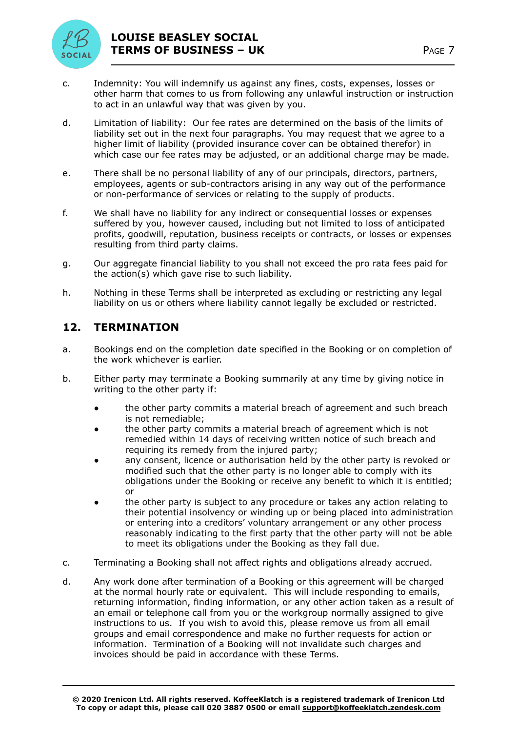c. Indemnity: You will indemnify us against any fines, costs, expenses, losses or other harm that comes to us from following any unlawful instruction or instruction to act in an unlawful way that was given by you.

d. Limitation of liability: Our fee rates are determined on the basis of the limits of liability set out in the next four paragraphs. You may request that we agree to a higher limit of liability (provided insurance cover can be obtained therefor) in which case our fee rates may be adjusted, or an additional charge may be made.

e. There shall be no personal liability of any of our principals, directors, partners, employees, agents or sub-contractors arising in any way out of the performance or non-performance of services or relating to the supply of products.

f. We shall have no liability for any indirect or consequential losses or expenses suffered by you, however caused, including but not limited to loss of anticipated profits, goodwill, reputation, business receipts or contracts, or losses or expenses resulting from third party claims.

g. Our aggregate financial liability to you shall not exceed the pro rata fees paid for the action(s) which gave rise to such liability.

h. Nothing in these Terms shall be interpreted as excluding or restricting any legal liability on us or others where liability cannot legally be excluded or restricted.

## 12. TERMINATION

a. Bookings end on the completion date specified in the Booking or on completion of the work whichever is earlier.

b. Either party may terminate a Booking summarily at any time by giving notice in writing to the other party if:

- the other party commits a material breach of agreement and such breach is not remediable;
- the other party commits a material breach of agreement which is not remedied within 14 days of receiving written notice of such breach and requiring its remedy from the injured party;
- any consent, licence or authorisation held by the other party is revoked or modified such that the other party is no longer able to comply with its obligations under the Booking or receive any benefit to which it is entitled; or
- the other party is subject to any procedure or takes any action relating to their potential insolvency or winding up or being placed into administration or entering into a creditors' voluntary arrangement or any other process reasonably indicating to the first party that the other party will not be able to meet its obligations under the Booking as they fall due.

c. Terminating a Booking shall not affect rights and obligations already accrued.

d. Any work done after termination of a Booking or this agreement will be charged at the normal hourly rate or equivalent. This will include responding to emails, returning information, finding information, or any other action taken as a result of an email or telephone call from you or the workgroup normally assigned to give instructions to us. If you wish to avoid this, please remove us from all email groups and email correspondence and make no further requests for action or information. Termination of a Booking will not invalidate such charges and invoices should be paid in accordance with these Terms.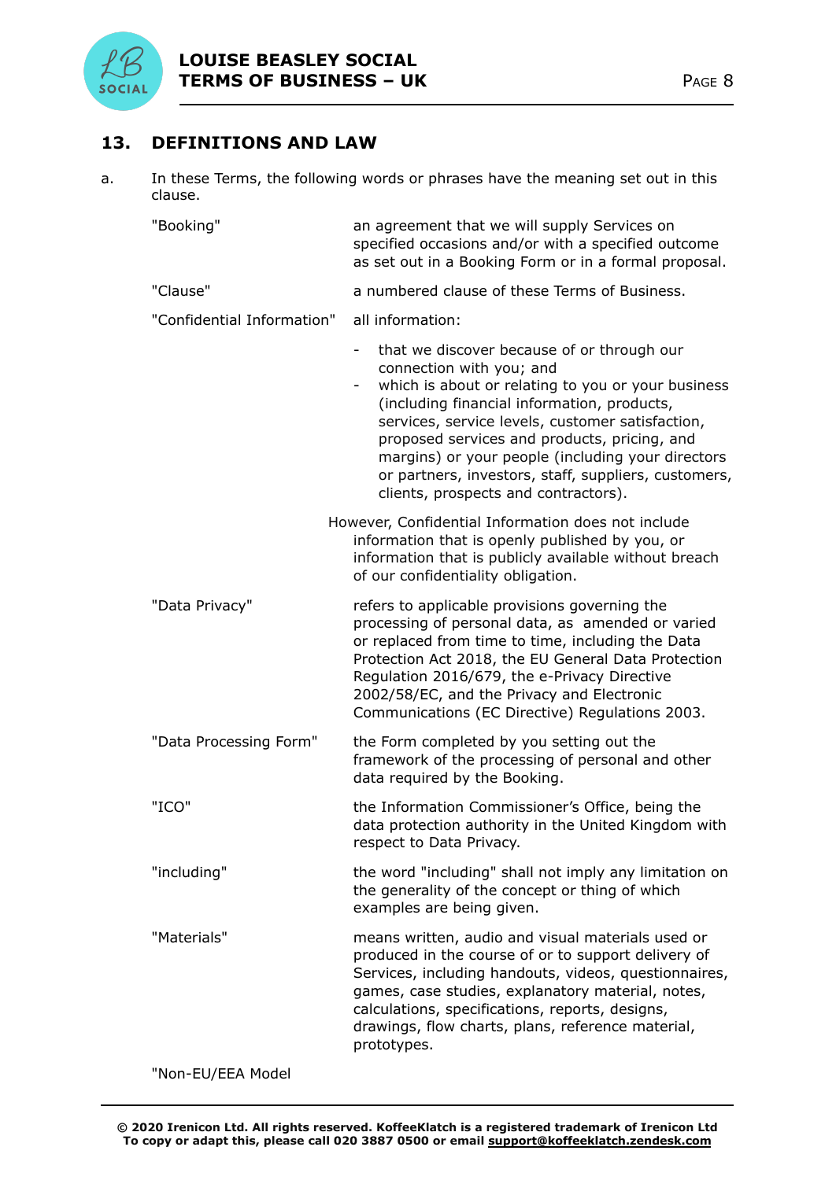## 13. DEFINITIONS AND LAW

a. In these Terms, the following words or phrases have the meaning set out in this clause.

| Term | Meaning |
| --- | --- |
| "Booking" | an agreement that we will supply Services on specified occasions and/or with a specified outcome as set out in a Booking Form or in a formal proposal. |
| "Clause" | a numbered clause of these Terms of Business. |
| "Confidential Information" | all information: - that we discover because of or through our connection with you; and - which is about or relating to you or your business (including financial information, products, services, service levels, customer satisfaction, proposed services and products, pricing, and margins) or your people (including your directors or partners, investors, staff, suppliers, customers, clients, prospects and contractors). However, Confidential Information does not include information that is openly published by you, or information that is publicly available without breach of our confidentiality obligation. |
| "Data Privacy" | refers to applicable provisions governing the processing of personal data, as amended or varied or replaced from time to time, including the Data Protection Act 2018, the EU General Data Protection Regulation 2016/679, the e-Privacy Directive 2002/58/EC, and the Privacy and Electronic Communications (EC Directive) Regulations 2003. |
| "Data Processing Form" | the Form completed by you setting out the framework of the processing of personal and other data required by the Booking. |
| "ICO" | the Information Commissioner's Office, being the data protection authority in the United Kingdom with respect to Data Privacy. |
| "including" | the word "including" shall not imply any limitation on the generality of the concept or thing of which examples are being given. |
| "Materials" | means written, audio and visual materials used or produced in the course of or to support delivery of Services, including handouts, videos, questionnaires, games, case studies, explanatory material, notes, calculations, specifications, reports, designs, drawings, flow charts, plans, reference material, prototypes. |
| "Non-EU/EEA Model | |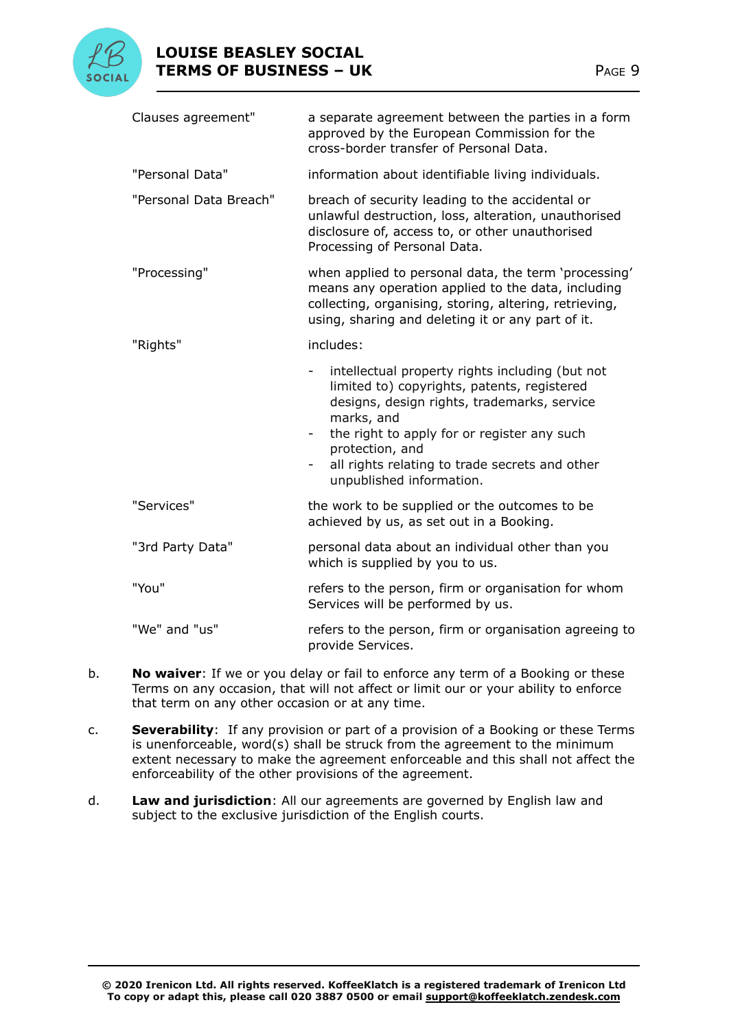| | |
|---|---|
| Clauses agreement" | a separate agreement between the parties in a form approved by the European Commission for the cross-border transfer of Personal Data. |
| "Personal Data" | information about identifiable living individuals. |
| "Personal Data Breach" | breach of security leading to the accidental or unlawful destruction, loss, alteration, unauthorised disclosure of, access to, or other unauthorised Processing of Personal Data. |
| "Processing" | when applied to personal data, the term 'processing' means any operation applied to the data, including collecting, organising, storing, altering, retrieving, using, sharing and deleting it or any part of it. |
| "Rights" | includes: - intellectual property rights including (but not limited to) copyrights, patents, registered designs, design rights, trademarks, service marks, and - the right to apply for or register any such protection, and - all rights relating to trade secrets and other unpublished information. |
| "Services" | the work to be supplied or the outcomes to be achieved by us, as set out in a Booking. |
| "3rd Party Data" | personal data about an individual other than you which is supplied by you to us. |
| "You" | refers to the person, firm or organisation for whom Services will be performed by us. |
| "We" and "us" | refers to the person, firm or organisation agreeing to provide Services. |

b. **No waiver**: If we or you delay or fail to enforce any term of a Booking or these Terms on any occasion, that will not affect or limit our or your ability to enforce that term on any other occasion or at any time.

c. **Severability**: If any provision or part of a provision of a Booking or these Terms is unenforceable, word(s) shall be struck from the agreement to the minimum extent necessary to make the agreement enforceable and this shall not affect the enforceability of the other provisions of the agreement.

d. **Law and jurisdiction**: All our agreements are governed by English law and subject to the exclusive jurisdiction of the English courts.

**© 2020 Irenicon Ltd. All rights reserved. KoffeeKlatch is a registered trademark of Irenicon Ltd**
**To copy or adapt this, please call 020 3887 0500 or email support@koffeeklatch.zendesk.com**